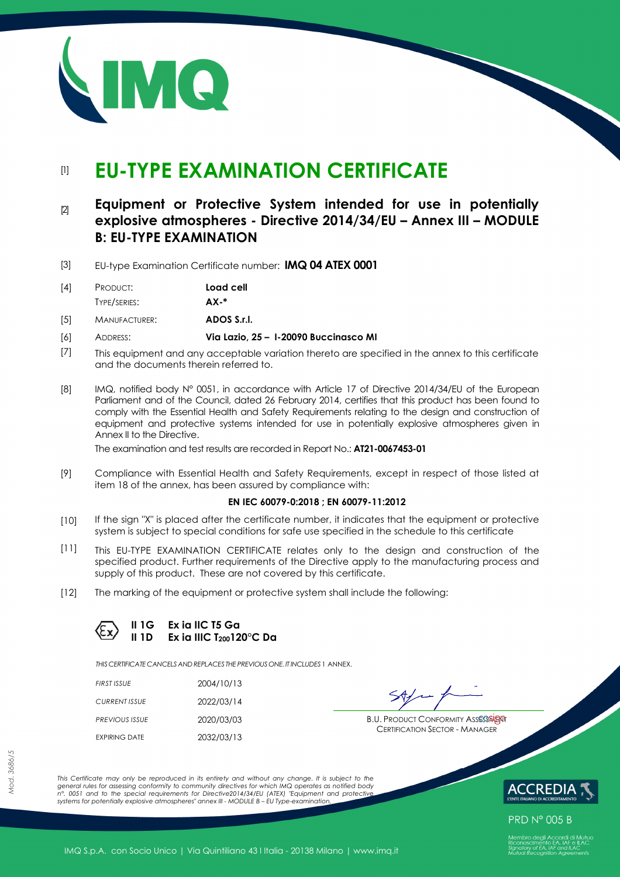# [1] EU-TYPE EXAMINATION CERTIFICATE

## [2] Equipment or Protective System intended for use in potentially explosive atmospheres - Directive 2014/34/EU – Annex III – MODULE B: EU-TYPE EXAMINATION

[3] EU-type Examination Certificate number: **IMQ 04 ATEX 0001**

[4] PRODUCT: **Load cell**
TYPE/SERIES: **AX-***

[5] MANUFACTURER: **ADOS S.r.l.**

[6] ADDRESS: **Via Lazio, 25 – I-20090 Buccinasco MI**

[7] This equipment and any acceptable variation thereto are specified in the annex to this certificate and the documents therein referred to.

[8] IMQ, notified body N° 0051, in accordance with Article 17 of Directive 2014/34/EU of the European Parliament and of the Council, dated 26 February 2014, certifies that this product has been found to comply with the Essential Health and Safety Requirements relating to the design and construction of equipment and protective systems intended for use in potentially explosive atmospheres given in Annex II to the Directive.

The examination and test results are recorded in Report No.: **AT21-0067453-01**

[9] Compliance with Essential Health and Safety Requirements, except in respect of those listed at item 18 of the annex, has been assured by compliance with:

**EN IEC 60079-0:2018 ; EN 60079-11:2012**

[10] If the sign "X" is placed after the certificate number, it indicates that the equipment or protective system is subject to special conditions for safe use specified in the schedule to this certificate

[11] This EU-TYPE EXAMINATION CERTIFICATE relates only to the design and construction of the specified product. Further requirements of the Directive apply to the manufacturing process and supply of this product. These are not covered by this certificate.

[12] The marking of the equipment or protective system shall include the following:

**II 1G Ex ia IIC T5 Ga**
**II 1D Ex ia IIIC $T_{200}$120°C Da**

*THIS CERTIFICATE CANCELS AND REPLACES THE PREVIOUS ONE. IT INCLUDES* 1 ANNEX.

| | |
|---|---|
| *FIRST ISSUE* | 2004/10/13 |
| *CURRENT ISSUE* | 2022/03/14 |
| *PREVIOUS ISSUE* | 2020/03/03 |
| EXPIRING DATE | 2032/03/13 |

B.U. PRODUCT CONFORMITY ASSESSMENT
CERTIFICATION SECTOR - MANAGER

*This Certificate may only be reproduced in its entirety and without any change. It is subject to the general rules for assessing conformity to community directives for which IMQ operates as notified body n°. 0051 and to the special requirements for Directive2014/34/EU (ATEX) "Equipment and protective systems for potentially explosive atmospheres" annex III - MODULE B – EU Type-examination.*

ACCREDIA L'ENTE ITALIANO DI ACCREDITAMENTO
PRD N° 005 B
Membro degli Accordi di Mutuo Riconoscimento EA, IAF e ILAC
Signatory of EA, IAF and ILAC Mutual Recognition Agreements

IMQ S.p.A. con Socio Unico | Via Quintiliano 43 I Italia - 20138 Milano | www.imq.it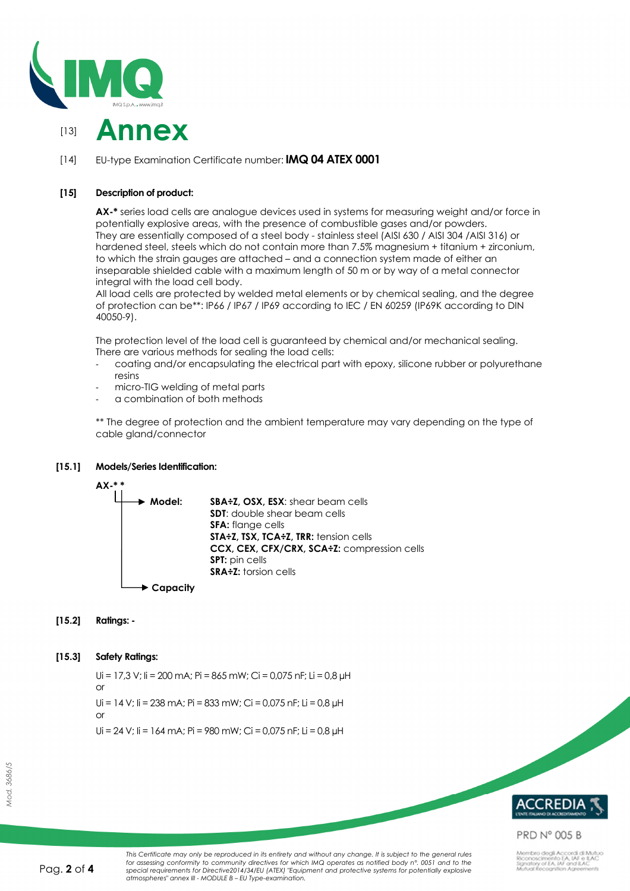# [13] Annex

[14] EU-type Examination Certificate number: **IMQ 04 ATEX 0001**

**[15] Description of product:**

**AX-*** series load cells are analogue devices used in systems for measuring weight and/or force in potentially explosive areas, with the presence of combustible gases and/or powders.
They are essentially composed of a steel body - stainless steel (AISI 630 / AISI 304 /AISI 316) or hardened steel, steels which do not contain more than 7.5% magnesium + titanium + zirconium, to which the strain gauges are attached – and a connection system made of either an inseparable shielded cable with a maximum length of 50 m or by way of a metal connector integral with the load cell body.
All load cells are protected by welded metal elements or by chemical sealing, and the degree of protection can be**: IP66 / IP67 / IP69 according to IEC / EN 60259 (IP69K according to DIN 40050-9).

The protection level of the load cell is guaranteed by chemical and/or mechanical sealing.
There are various methods for sealing the load cells:

- coating and/or encapsulating the electrical part with epoxy, silicone rubber or polyurethane resins
- micro-TIG welding of metal parts
- a combination of both methods

** The degree of protection and the ambient temperature may vary depending on the type of cable gland/connector

**[15.1] Models/Series Identification:**

**AX-* ***

- **Model:**
  - **SBA÷Z, OSX, ESX**: shear beam cells
  - **SDT**: double shear beam cells
  - **SFA:** flange cells
  - **STA÷Z, TSX, TCA÷Z, TRR:** tension cells
  - **CCX, CEX, CFX/CRX, SCA÷Z:** compression cells
  - **SPT:** pin cells
  - **SRA÷Z:** torsion cells
- **Capacity**

**[15.2] Ratings: -**

**[15.3] Safety Ratings:**

Ui = 17,3 V; Ii = 200 mA; Pi = 865 mW; Ci = 0,075 nF; Li = 0,8 µH
or
Ui = 14 V; Ii = 238 mA; Pi = 833 mW; Ci = 0,075 nF; Li = 0,8 µH
or
Ui = 24 V; Ii = 164 mA; Pi = 980 mW; Ci = 0,075 nF; Li = 0,8 µH

PRD N° 005 B

Membro degli Accordi di Mutuo Riconoscimento EA, IAF e ILAC
Signatory of EA, IAF and ILAC Mutual Recognition Agreements

*This Certificate may only be reproduced in its entirety and without any change. It is subject to the general rules for assessing conformity to community directives for which IMQ operates as notified body n°. 0051 and to the special requirements for Directive2014/34/EU (ATEX) "Equipment and protective systems for potentially explosive atmospheres" annex III - MODULE B – EU Type-examination.*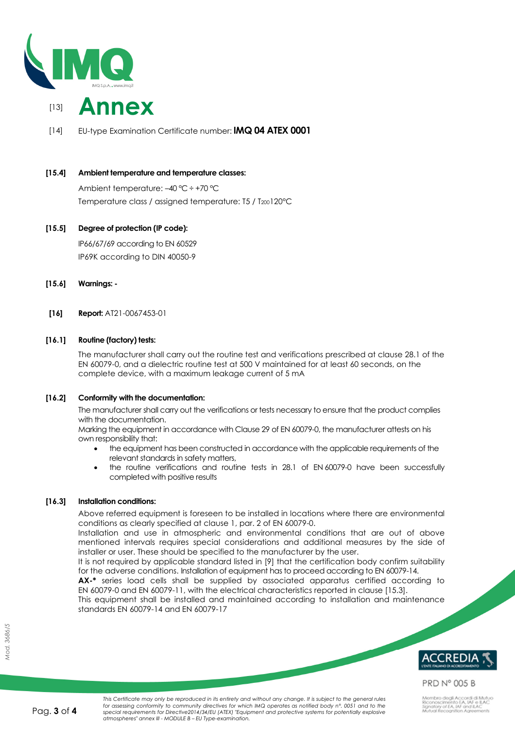# [13] Annex

[14] EU-type Examination Certificate number: **IMQ 04 ATEX 0001**

**[15.4] Ambient temperature and temperature classes:**

Ambient temperature: –40 °C ÷ +70 °C

Temperature class / assigned temperature: T5 / $T_{200}$120°C

**[15.5] Degree of protection (IP code):**

IP66/67/69 according to EN 60529

IP69K according to DIN 40050-9

**[15.6] Warnings: -**

**[16] Report:** AT21-0067453-01

**[16.1] Routine (factory) tests:**

The manufacturer shall carry out the routine test and verifications prescribed at clause 28.1 of the EN 60079-0, and a dielectric routine test at 500 V maintained for at least 60 seconds, on the complete device, with a maximum leakage current of 5 mA

**[16.2] Conformity with the documentation:**

The manufacturer shall carry out the verifications or tests necessary to ensure that the product complies with the documentation.

Marking the equipment in accordance with Clause 29 of EN 60079-0, the manufacturer attests on his own responsibility that:

- the equipment has been constructed in accordance with the applicable requirements of the relevant standards in safety matters,
- the routine verifications and routine tests in 28.1 of EN 60079-0 have been successfully completed with positive results

**[16.3] Installation conditions:**

Above referred equipment is foreseen to be installed in locations where there are environmental conditions as clearly specified at clause 1, par. 2 of EN 60079-0.

Installation and use in atmospheric and environmental conditions that are out of above mentioned intervals requires special considerations and additional measures by the side of installer or user. These should be specified to the manufacturer by the user.

It is not required by applicable standard listed in [9] that the certification body confirm suitability for the adverse conditions. Installation of equipment has to proceed according to EN 60079-14.

**AX-*** series load cells shall be supplied by associated apparatus certified according to EN 60079-0 and EN 60079-11, with the electrical characteristics reported in clause [15.3].

This equipment shall be installed and maintained according to installation and maintenance standards EN 60079-14 and EN 60079-17

*This Certificate may only be reproduced in its entirety and without any change. It is subject to the general rules for assessing conformity to community directives for which IMQ operates as notified body n°. 0051 and to the special requirements for Directive2014/34/EU (ATEX) "Equipment and protective systems for potentially explosive atmospheres" annex III - MODULE B – EU Type-examination.*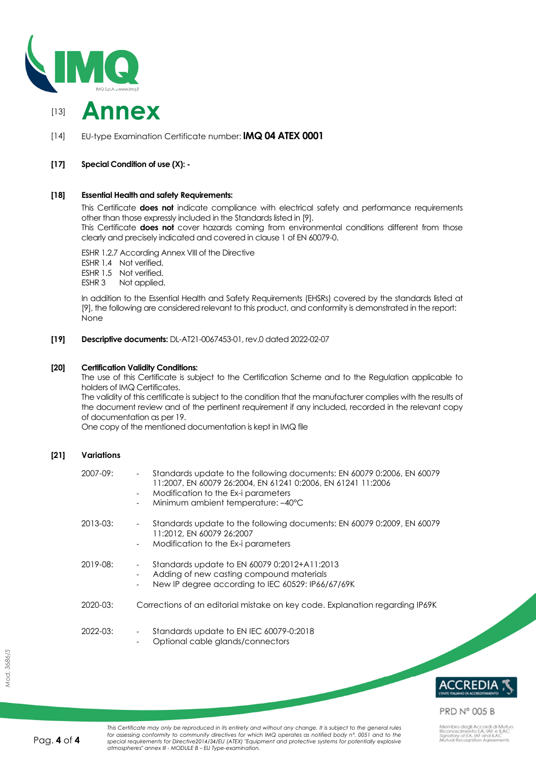# [13] Annex

[14] EU-type Examination Certificate number: **IMQ 04 ATEX 0001**

**[17] Special Condition of use (X): -**

**[18] Essential Health and safety Requirements:**

This Certificate **does not** indicate compliance with electrical safety and performance requirements other than those expressly included in the Standards listed in [9].
This Certificate **does not** cover hazards coming from environmental conditions different from those clearly and precisely indicated and covered in clause 1 of EN 60079-0.

ESHR 1.2.7 According Annex VIII of the Directive
ESHR 1.4 Not verified.
ESHR 1.5 Not verified.
ESHR 3 Not applied.

In addition to the Essential Health and Safety Requirements (EHSRs) covered by the standards listed at [9], the following are considered relevant to this product, and conformity is demonstrated in the report: None

**[19] Descriptive documents:** DL-AT21-0067453-01, rev.0 dated 2022-02-07

**[20] Certification Validity Conditions:**

The use of this Certificate is subject to the Certification Scheme and to the Regulation applicable to holders of IMQ Certificates.
The validity of this certificate is subject to the condition that the manufacturer complies with the results of the document review and of the pertinent requirement if any included, recorded in the relevant copy of documentation as per 19.
One copy of the mentioned documentation is kept in IMQ file

**[21] Variations**

2007-09:
- Standards update to the following documents: EN 60079 0:2006, EN 60079 11:2007, EN 60079 26:2004, EN 61241 0:2006, EN 61241 11:2006
- Modification to the Ex-i parameters
- Minimum ambient temperature: –40°C

2013-03:
- Standards update to the following documents: EN 60079 0:2009, EN 60079 11:2012, EN 60079 26:2007
- Modification to the Ex-i parameters

2019-08:
- Standards update to EN 60079 0:2012+A11:2013
- Adding of new casting compound materials
- New IP degree according to IEC 60529: IP66/67/69K

2020-03: Corrections of an editorial mistake on key code. Explanation regarding IP69K

2022-03:
- Standards update to EN IEC 60079-0:2018
- Optional cable glands/connectors

*This Certificate may only be reproduced in its entirety and without any change. It is subject to the general rules for assessing conformity to community directives for which IMQ operates as notified body n°. 0051 and to the special requirements for Directive2014/34/EU (ATEX) "Equipment and protective systems for potentially explosive atmospheres" annex III - MODULE B – EU Type-examination.*